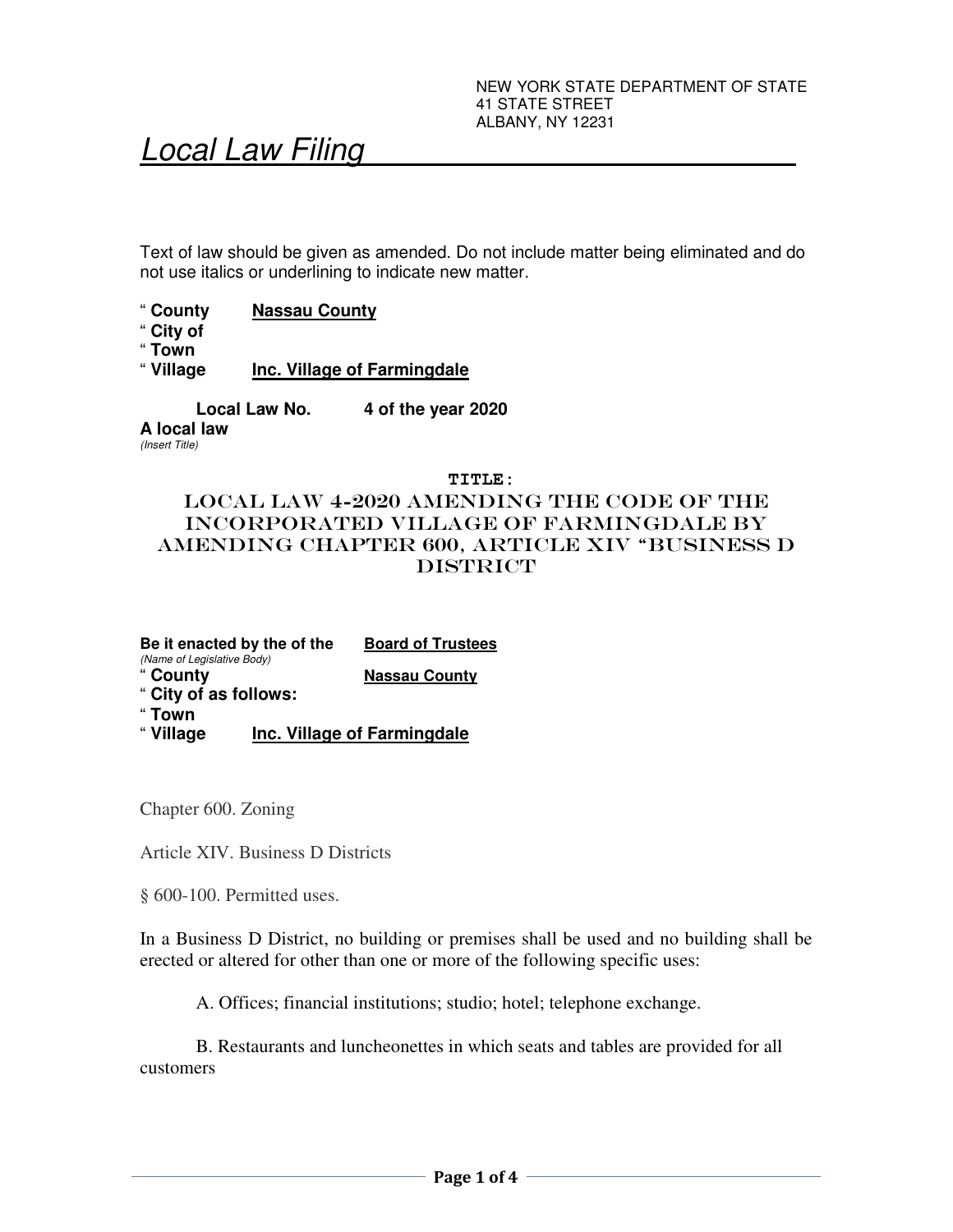NEW YORK STATE DEPARTMENT OF STATE
41 STATE STREET
ALBANY, NY 12231

# Local Law Filing

Text of law should be given as amended. Do not include matter being eliminated and do not use italics or underlining to indicate new matter.

" **County** **Nassau County**
" **City of**
" **Town**
" **Village** **Inc. Village of Farmingdale**

**Local Law No. 4 of the year 2020**

**A local law**
*(Insert Title)*

**TITLE:**

## LOCAL LAW 4-2020 AMENDING THE CODE OF THE INCORPORATED VILLAGE OF FARMINGDALE BY AMENDING CHAPTER 600, ARTICLE XIV "BUSINESS D DISTRICT

**Be it enacted by the of the** **Board of Trustees**
*(Name of Legislative Body)*
" **County** **Nassau County**
" **City of as follows:**
" **Town**
" **Village** **Inc. Village of Farmingdale**

Chapter 600. Zoning

Article XIV. Business D Districts

§ 600-100. Permitted uses.

In a Business D District, no building or premises shall be used and no building shall be erected or altered for other than one or more of the following specific uses:

A. Offices; financial institutions; studio; hotel; telephone exchange.

B. Restaurants and luncheonettes in which seats and tables are provided for all customers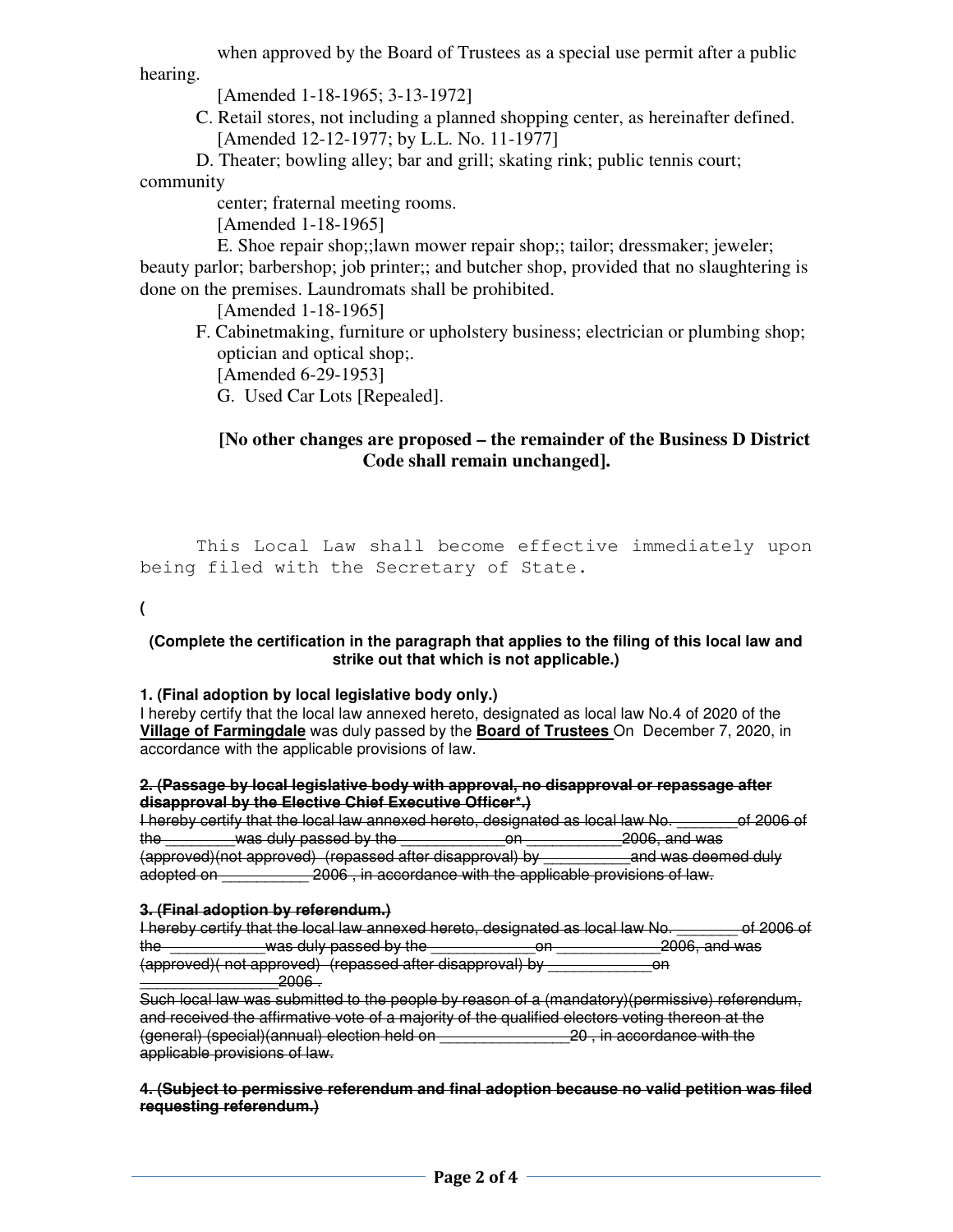when approved by the Board of Trustees as a special use permit after a public hearing.

[Amended 1-18-1965; 3-13-1972]

C. Retail stores, not including a planned shopping center, as hereinafter defined.
[Amended 12-12-1977; by L.L. No. 11-1977]

D. Theater; bowling alley; bar and grill; skating rink; public tennis court; community center; fraternal meeting rooms.
[Amended 1-18-1965]

E. Shoe repair shop;;lawn mower repair shop;; tailor; dressmaker; jeweler; beauty parlor; barbershop; job printer;; and butcher shop, provided that no slaughtering is done on the premises. Laundromats shall be prohibited.
[Amended 1-18-1965]

F. Cabinetmaking, furniture or upholstery business; electrician or plumbing shop; optician and optical shop;.
[Amended 6-29-1953]

G. Used Car Lots [Repealed].

**[No other changes are proposed – the remainder of the Business D District Code shall remain unchanged].**

This Local Law shall become effective immediately upon being filed with the Secretary of State.

(

**(Complete the certification in the paragraph that applies to the filing of this local law and strike out that which is not applicable.)**

**1. (Final adoption by local legislative body only.)**
I hereby certify that the local law annexed hereto, designated as local law No.4 of 2020 of the **Village of Farmingdale** was duly passed by the **Board of Trustees** On December 7, 2020, in accordance with the applicable provisions of law.

~~**2. (Passage by local legislative body with approval, no disapproval or repassage after disapproval by the Elective Chief Executive Officer*.)**~~
~~I hereby certify that the local law annexed hereto, designated as local law No. _______of 2006 of the ________was duly passed by the ____________on ___________2006, and was (approved)(not approved) (repassed after disapproval) by __________and was deemed duly adopted on __________ 2006 , in accordance with the applicable provisions of law.~~

~~**3. (Final adoption by referendum.)**~~
~~I hereby certify that the local law annexed hereto, designated as local law No. _______ of 2006 of the ___________was duly passed by the ____________on ____________2006, and was (approved)( not approved) (repassed after disapproval) by ____________on ________________2006 .~~
~~Such local law was submitted to the people by reason of a (mandatory)(permissive) referendum, and received the affirmative vote of a majority of the qualified electors voting thereon at the (general) (special)(annual) election held on _______________20 , in accordance with the applicable provisions of law.~~

~~**4. (Subject to permissive referendum and final adoption because no valid petition was filed requesting referendum.)**~~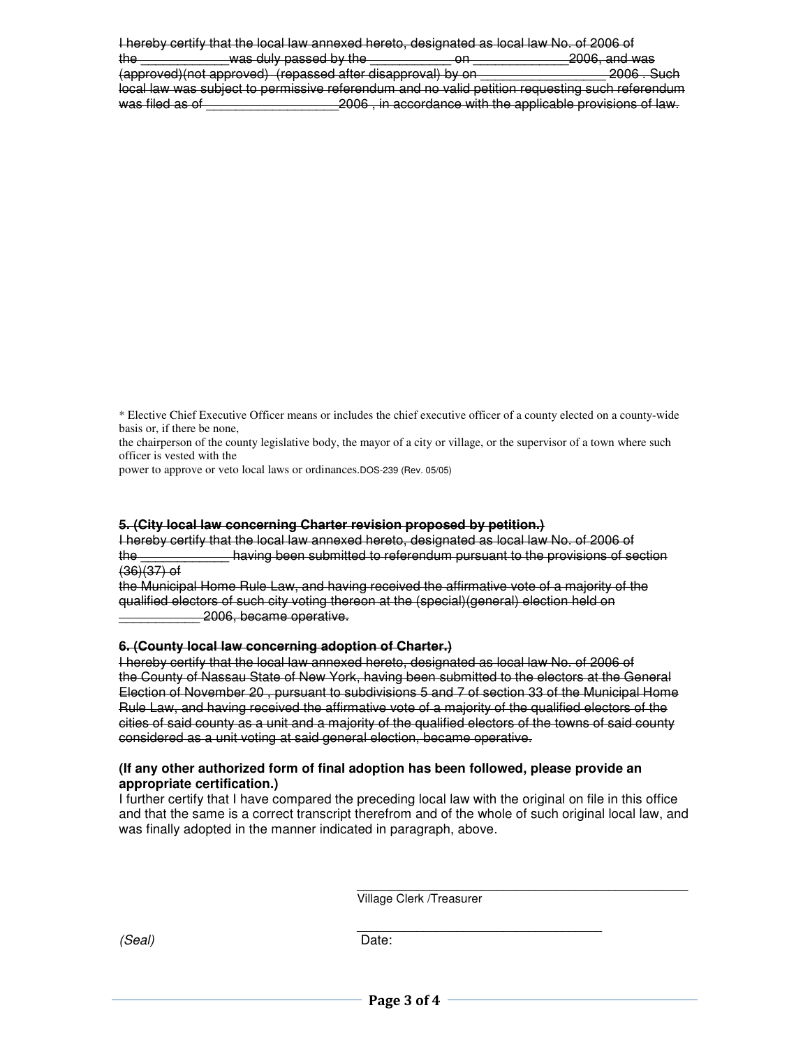~~I hereby certify that the local law annexed hereto, designated as local law No. of 2006 of the ____________was duly passed by the ___________ on _____________2006, and was (approved)(not approved) (repassed after disapproval) by on _________________ 2006 . Such local law was subject to permissive referendum and no valid petition requesting such referendum was filed as of __________________2006 , in accordance with the applicable provisions of law.~~

* Elective Chief Executive Officer means or includes the chief executive officer of a county elected on a county-wide basis or, if there be none,
the chairperson of the county legislative body, the mayor of a city or village, or the supervisor of a town where such officer is vested with the
power to approve or veto local laws or ordinances.DOS-239 (Rev. 05/05)

**~~5. (City local law concerning Charter revision proposed by petition.)~~**

~~I hereby certify that the local law annexed hereto, designated as local law No. of 2006 of the ____________ having been submitted to referendum pursuant to the provisions of section (36)(37) of the Municipal Home Rule Law, and having received the affirmative vote of a majority of the qualified electors of such city voting thereon at the (special)(general) election held on ___________ 2006, became operative.~~

**~~6. (County local law concerning adoption of Charter.)~~**

~~I hereby certify that the local law annexed hereto, designated as local law No. of 2006 of the County of Nassau State of New York, having been submitted to the electors at the General Election of November 20 , pursuant to subdivisions 5 and 7 of section 33 of the Municipal Home Rule Law, and having received the affirmative vote of a majority of the qualified electors of the cities of said county as a unit and a majority of the qualified electors of the towns of said county considered as a unit voting at said general election, became operative.~~

**(If any other authorized form of final adoption has been followed, please provide an appropriate certification.)**

I further certify that I have compared the preceding local law with the original on file in this office and that the same is a correct transcript therefrom and of the whole of such original local law, and was finally adopted in the manner indicated in paragraph, above.

_______________________________________
Village Clerk /Treasurer

*(Seal)*

_______________________________________
Date: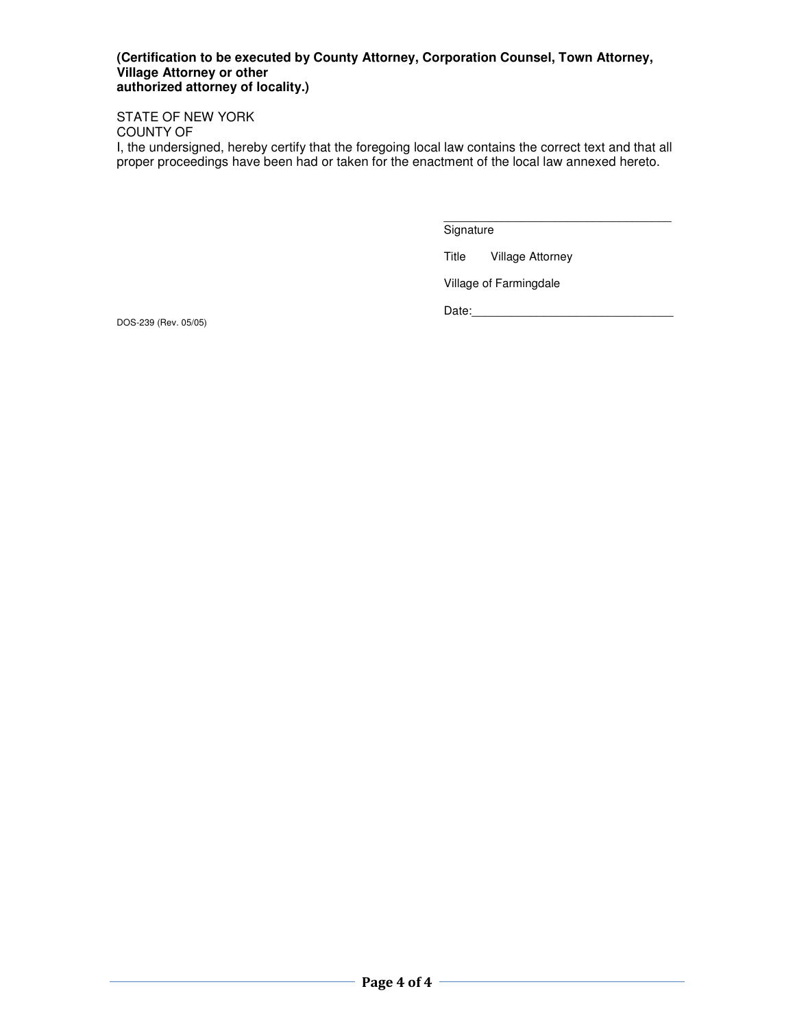**(Certification to be executed by County Attorney, Corporation Counsel, Town Attorney, Village Attorney or other authorized attorney of locality.)**

STATE OF NEW YORK
COUNTY OF
I, the undersigned, hereby certify that the foregoing local law contains the correct text and that all proper proceedings have been had or taken for the enactment of the local law annexed hereto.

\_\_\_\_\_\_\_\_\_\_\_\_\_\_\_\_\_\_\_\_\_\_\_\_\_\_\_\_\_\_\_\_\_\_
Signature

Title Village Attorney

Village of Farmingdale

Date:\_\_\_\_\_\_\_\_\_\_\_\_\_\_\_\_\_\_\_\_\_\_\_\_\_\_\_\_\_\_

DOS-239 (Rev. 05/05)